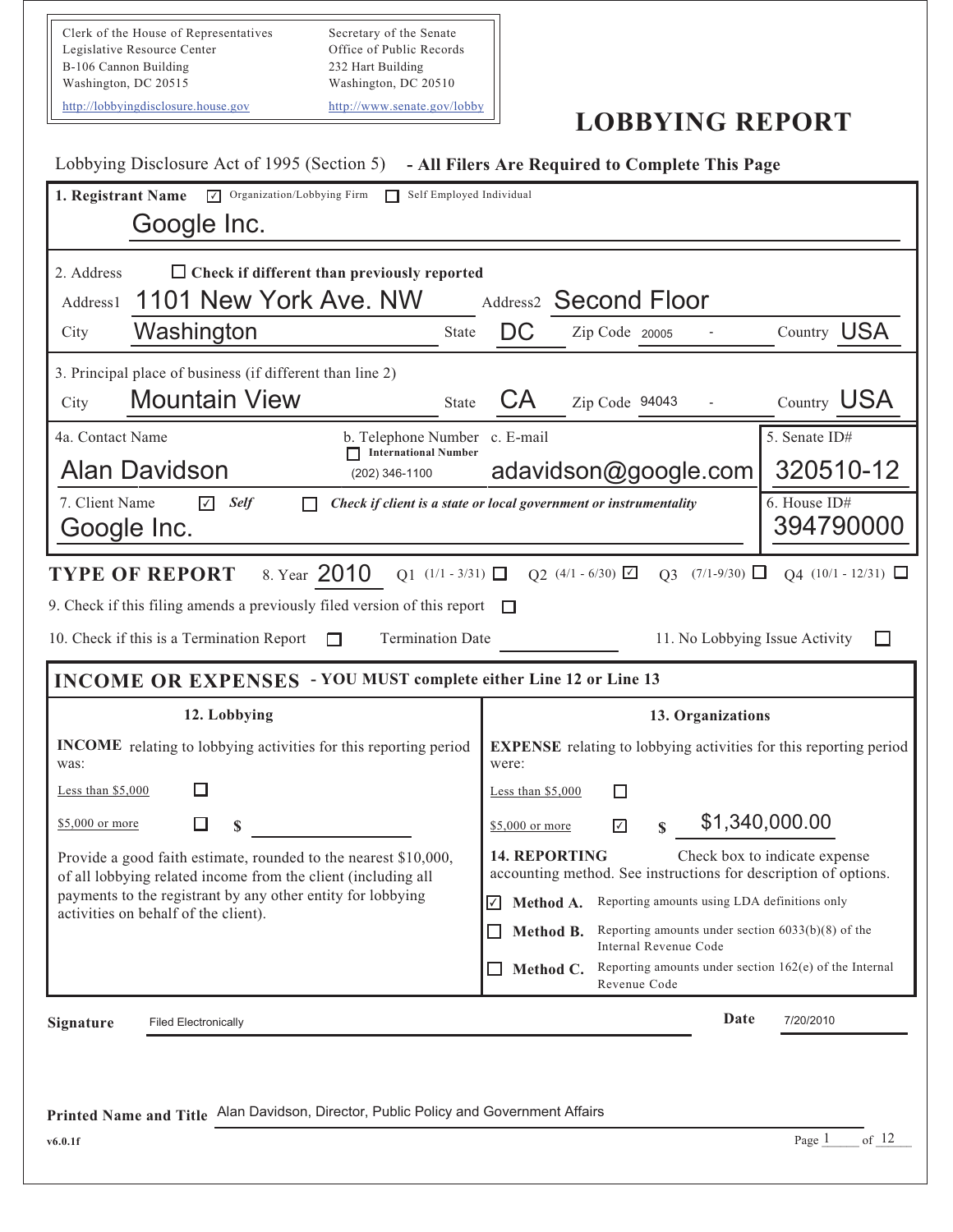Clerk of the House of Representatives
Legislative Resource Center
B-106 Cannon Building
Washington, DC 20515
http://lobbyingdisclosure.house.gov

Secretary of the Senate
Office of Public Records
232 Hart Building
Washington, DC 20510
http://www.senate.gov/lobby

# LOBBYING REPORT

Lobbying Disclosure Act of 1995 (Section 5) **- All Filers Are Required to Complete This Page**

**1. Registrant Name** ☑ Organization/Lobbying Firm ☐ Self Employed Individual

Google Inc.

2. Address ☐ **Check if different than previously reported**

Address1: 1101 New York Ave. NW  Address2: Second Floor

City: Washington  State: DC  Zip Code: 20005 -  Country: USA

3. Principal place of business (if different than line 2)

City: Mountain View  State: CA  Zip Code: 94043 -  Country: USA

4a. Contact Name: Alan Davidson

b. Telephone Number ☐ International Number: (202) 346-1100

c. E-mail: adavidson@google.com

5. Senate ID#: 320510-12

7. Client Name ☑ *Self* ☐ ***Check if client is a state or local government or instrumentality***

Google Inc.

6. House ID#: 394790000

## TYPE OF REPORT

8. Year 2010  Q1 (1/1 - 3/31) ☐  Q2 (4/1 - 6/30) ☑  Q3 (7/1-9/30) ☐  Q4 (10/1 - 12/31) ☐

9. Check if this filing amends a previously filed version of this report ☐

10. Check if this is a Termination Report ☐  Termination Date ______  11. No Lobbying Issue Activity ☐

## INCOME OR EXPENSES - YOU MUST complete either Line 12 or Line 13

**12. Lobbying**

**INCOME** relating to lobbying activities for this reporting period was:

Less than $5,000 ☐

$5,000 or more ☐ $ ______

Provide a good faith estimate, rounded to the nearest $10,000, of all lobbying related income from the client (including all payments to the registrant by any other entity for lobbying activities on behalf of the client).

**13. Organizations**

**EXPENSE** relating to lobbying activities for this reporting period were:

Less than $5,000 ☐

$5,000 or more ☑ $ 1,340,000.00

**14. REPORTING** Check box to indicate expense accounting method. See instructions for description of options.

☑ **Method A.** Reporting amounts using LDA definitions only

☐ **Method B.** Reporting amounts under section 6033(b)(8) of the Internal Revenue Code

☐ **Method C.** Reporting amounts under section 162(e) of the Internal Revenue Code

**Signature** Filed Electronically  **Date** 7/20/2010

**Printed Name and Title** Alan Davidson, Director, Public Policy and Government Affairs

v6.0.1f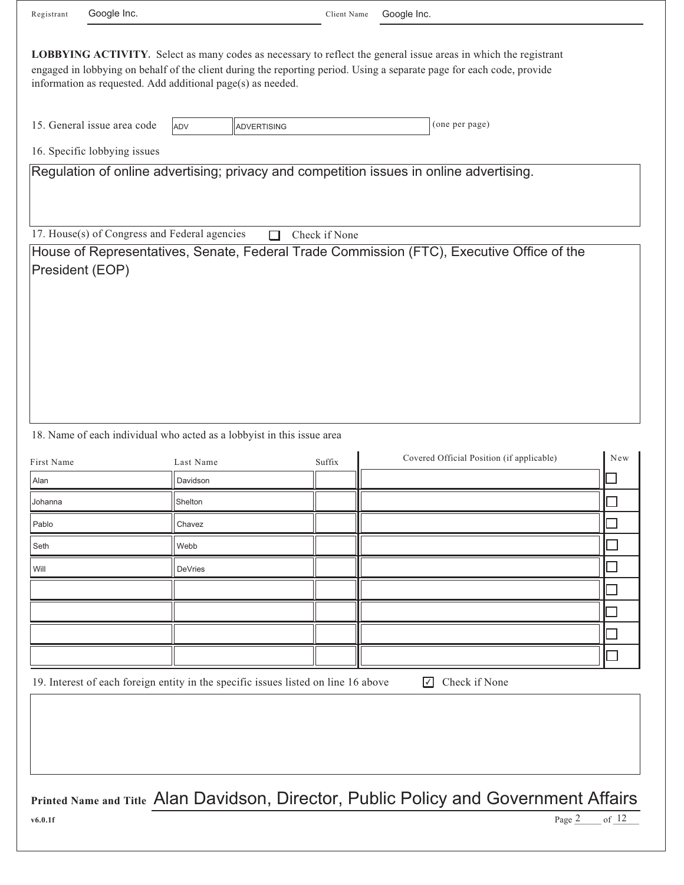Registrant: Google Inc.

Client Name: Google Inc.

**LOBBYING ACTIVITY.** Select as many codes as necessary to reflect the general issue areas in which the registrant engaged in lobbying on behalf of the client during the reporting period. Using a separate page for each code, provide information as requested. Add additional page(s) as needed.

15. General issue area code: ADV — ADVERTISING (one per page)

16. Specific lobbying issues

Regulation of online advertising; privacy and competition issues in online advertising.

17. House(s) of Congress and Federal agencies ☐ Check if None

House of Representatives, Senate, Federal Trade Commission (FTC), Executive Office of the President (EOP)

18. Name of each individual who acted as a lobbyist in this issue area

| First Name | Last Name | Suffix | Covered Official Position (if applicable) | New |
|---|---|---|---|---|
| Alan | Davidson | | | ☐ |
| Johanna | Shelton | | | ☐ |
| Pablo | Chavez | | | ☐ |
| Seth | Webb | | | ☐ |
| Will | DeVries | | | ☐ |
| | | | | ☐ |
| | | | | ☐ |
| | | | | ☐ |
| | | | | ☐ |

19. Interest of each foreign entity in the specific issues listed on line 16 above ☑ Check if None

**Printed Name and Title** Alan Davidson, Director, Public Policy and Government Affairs

v6.0.1f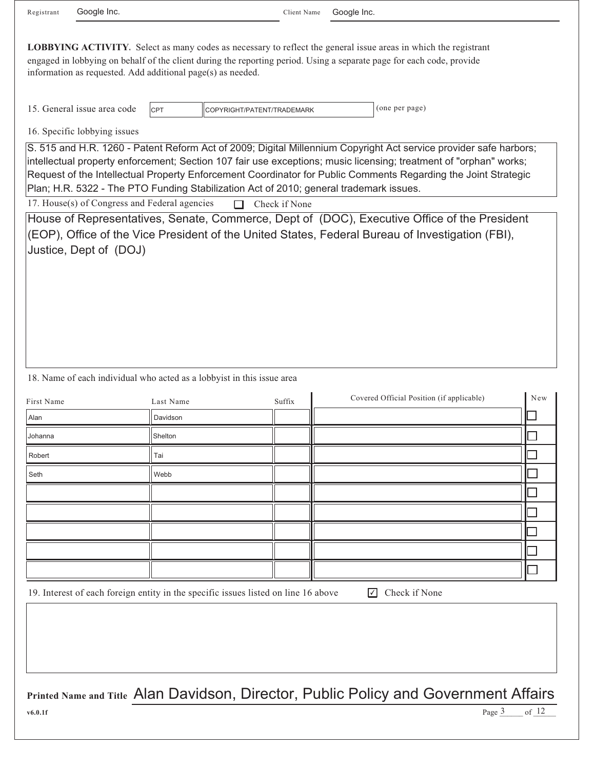Registrant Google Inc. Client Name Google Inc.

**LOBBYING ACTIVITY.** Select as many codes as necessary to reflect the general issue areas in which the registrant engaged in lobbying on behalf of the client during the reporting period. Using a separate page for each code, provide information as requested. Add additional page(s) as needed.

15. General issue area code CPT COPYRIGHT/PATENT/TRADEMARK (one per page)

16. Specific lobbying issues

S. 515 and H.R. 1260 - Patent Reform Act of 2009; Digital Millennium Copyright Act service provider safe harbors; intellectual property enforcement; Section 107 fair use exceptions; music licensing; treatment of "orphan" works; Request of the Intellectual Property Enforcement Coordinator for Public Comments Regarding the Joint Strategic Plan; H.R. 5322 - The PTO Funding Stabilization Act of 2010; general trademark issues.

17. House(s) of Congress and Federal agencies ☐ Check if None

House of Representatives, Senate, Commerce, Dept of (DOC), Executive Office of the President (EOP), Office of the Vice President of the United States, Federal Bureau of Investigation (FBI), Justice, Dept of (DOJ)

18. Name of each individual who acted as a lobbyist in this issue area

| First Name | Last Name | Suffix | Covered Official Position (if applicable) | New |
|---|---|---|---|---|
| Alan | Davidson | | | ☐ |
| Johanna | Shelton | | | ☐ |
| Robert | Tai | | | ☐ |
| Seth | Webb | | | ☐ |
| | | | | ☐ |
| | | | | ☐ |
| | | | | ☐ |
| | | | | ☐ |
| | | | | ☐ |

19. Interest of each foreign entity in the specific issues listed on line 16 above ☑ Check if None

**Printed Name and Title** Alan Davidson, Director, Public Policy and Government Affairs

v6.0.1f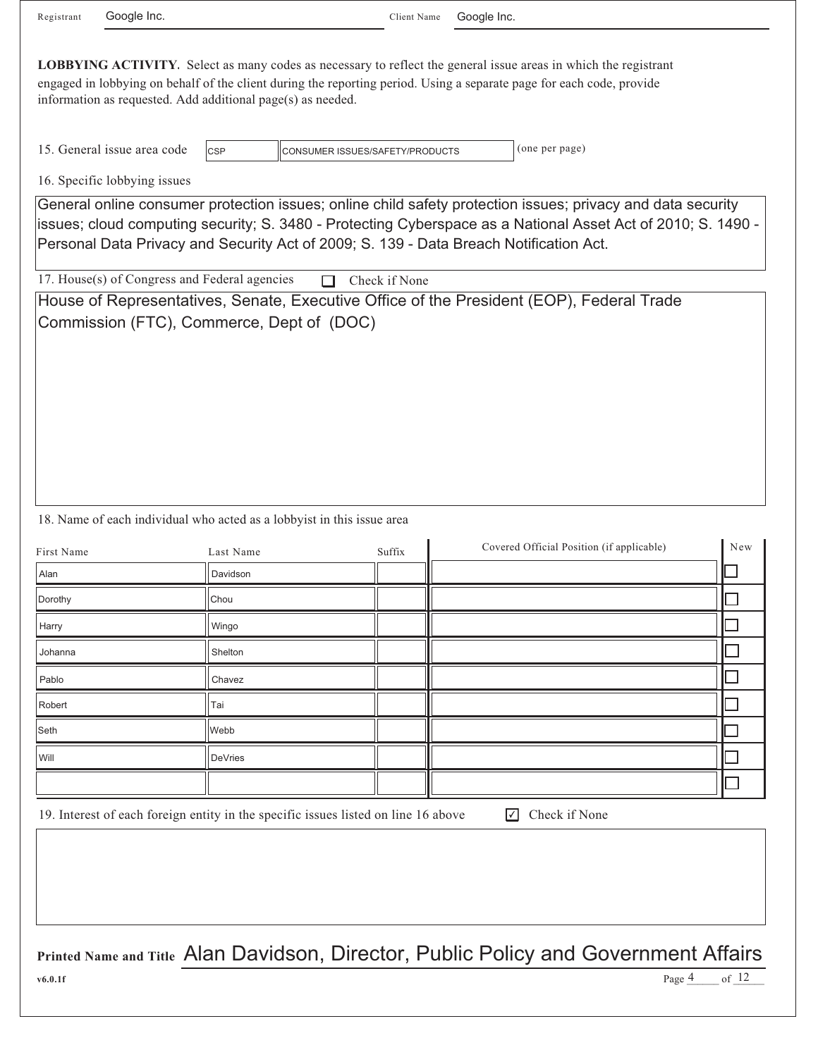Registrant: Google Inc.  Client Name: Google Inc.

**LOBBYING ACTIVITY.** Select as many codes as necessary to reflect the general issue areas in which the registrant engaged in lobbying on behalf of the client during the reporting period. Using a separate page for each code, provide information as requested. Add additional page(s) as needed.

15. General issue area code: CSP — CONSUMER ISSUES/SAFETY/PRODUCTS (one per page)

16. Specific lobbying issues

General online consumer protection issues; online child safety protection issues; privacy and data security issues; cloud computing security; S. 3480 - Protecting Cyberspace as a National Asset Act of 2010; S. 1490 - Personal Data Privacy and Security Act of 2009; S. 139 - Data Breach Notification Act.

17. House(s) of Congress and Federal agencies ☐ Check if None

House of Representatives, Senate, Executive Office of the President (EOP), Federal Trade Commission (FTC), Commerce, Dept of (DOC)

18. Name of each individual who acted as a lobbyist in this issue area

| First Name | Last Name | Suffix | Covered Official Position (if applicable) | New |
|---|---|---|---|---|
| Alan | Davidson | | | ☐ |
| Dorothy | Chou | | | ☐ |
| Harry | Wingo | | | ☐ |
| Johanna | Shelton | | | ☐ |
| Pablo | Chavez | | | ☐ |
| Robert | Tai | | | ☐ |
| Seth | Webb | | | ☐ |
| Will | DeVries | | | ☐ |
| | | | | ☐ |

19. Interest of each foreign entity in the specific issues listed on line 16 above ☑ Check if None

**Printed Name and Title** Alan Davidson, Director, Public Policy and Government Affairs

v6.0.1f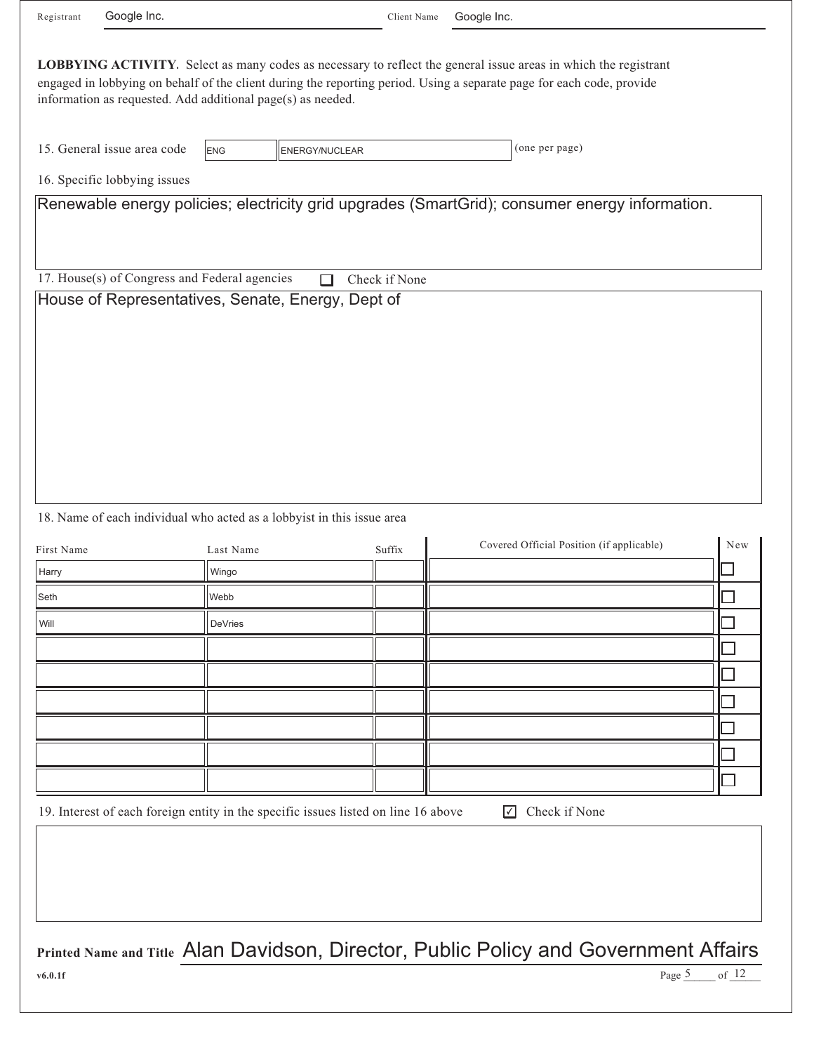Registrant Google Inc. Client Name Google Inc.

**LOBBYING ACTIVITY.** Select as many codes as necessary to reflect the general issue areas in which the registrant engaged in lobbying on behalf of the client during the reporting period. Using a separate page for each code, provide information as requested. Add additional page(s) as needed.

15. General issue area code ENG ENERGY/NUCLEAR (one per page)

16. Specific lobbying issues

Renewable energy policies; electricity grid upgrades (SmartGrid); consumer energy information.

17. House(s) of Congress and Federal agencies ☐ Check if None

House of Representatives, Senate, Energy, Dept of

18. Name of each individual who acted as a lobbyist in this issue area

| First Name | Last Name | Suffix | Covered Official Position (if applicable) | New |
|---|---|---|---|---|
| Harry | Wingo | | | ☐ |
| Seth | Webb | | | ☐ |
| Will | DeVries | | | ☐ |
| | | | | ☐ |
| | | | | ☐ |
| | | | | ☐ |
| | | | | ☐ |
| | | | | ☐ |
| | | | | ☐ |

19. Interest of each foreign entity in the specific issues listed on line 16 above ☑ Check if None

**Printed Name and Title** Alan Davidson, Director, Public Policy and Government Affairs

v6.0.1f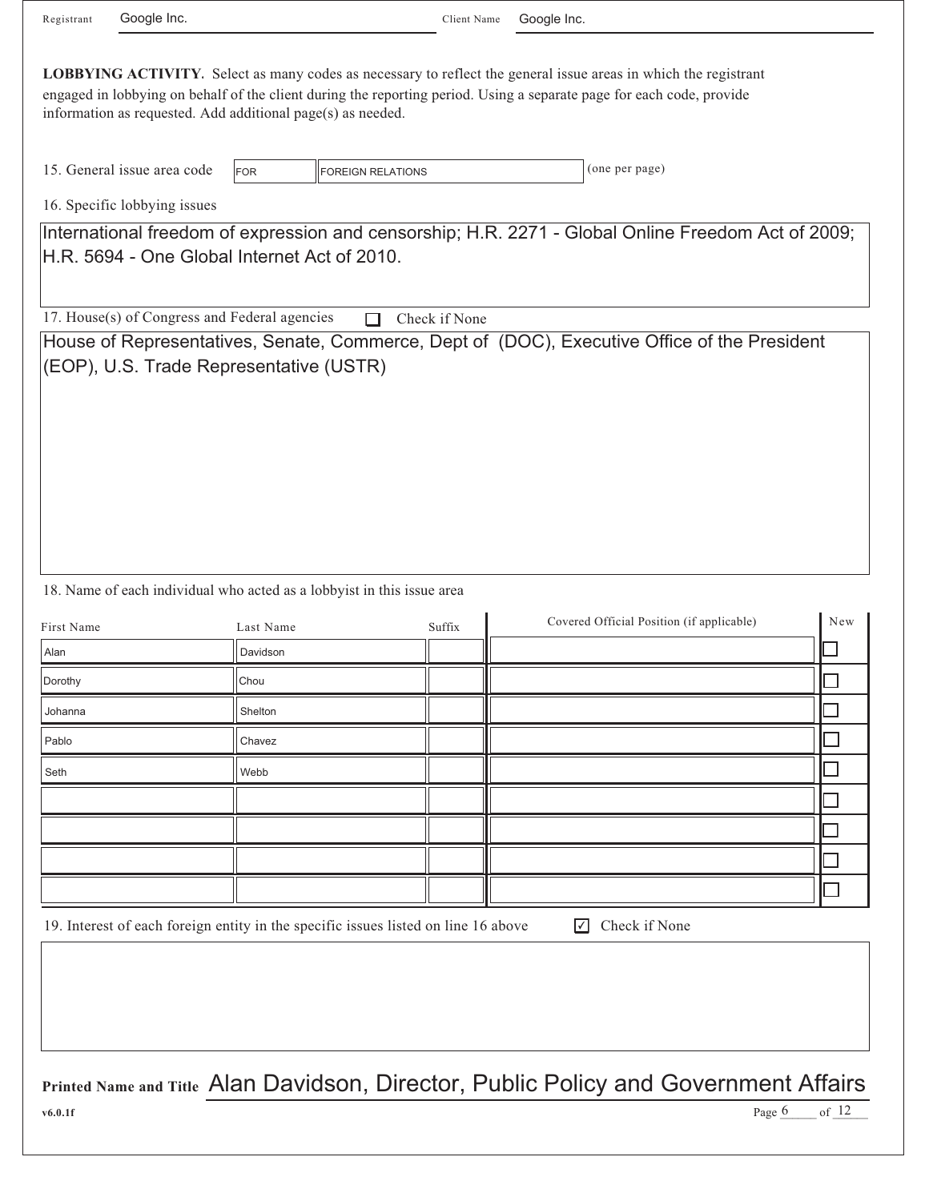Registrant: Google Inc. Client Name: Google Inc.

**LOBBYING ACTIVITY.** Select as many codes as necessary to reflect the general issue areas in which the registrant engaged in lobbying on behalf of the client during the reporting period. Using a separate page for each code, provide information as requested. Add additional page(s) as needed.

15. General issue area code: FOR — FOREIGN RELATIONS (one per page)

16. Specific lobbying issues

International freedom of expression and censorship; H.R. 2271 - Global Online Freedom Act of 2009; H.R. 5694 - One Global Internet Act of 2010.

17. House(s) of Congress and Federal agencies ☐ Check if None

House of Representatives, Senate, Commerce, Dept of (DOC), Executive Office of the President (EOP), U.S. Trade Representative (USTR)

18. Name of each individual who acted as a lobbyist in this issue area

| First Name | Last Name | Suffix | Covered Official Position (if applicable) | New |
|---|---|---|---|---|
| Alan | Davidson | | | ☐ |
| Dorothy | Chou | | | ☐ |
| Johanna | Shelton | | | ☐ |
| Pablo | Chavez | | | ☐ |
| Seth | Webb | | | ☐ |
| | | | | ☐ |
| | | | | ☐ |
| | | | | ☐ |
| | | | | ☐ |

19. Interest of each foreign entity in the specific issues listed on line 16 above ☑ Check if None

**Printed Name and Title** Alan Davidson, Director, Public Policy and Government Affairs

v6.0.1f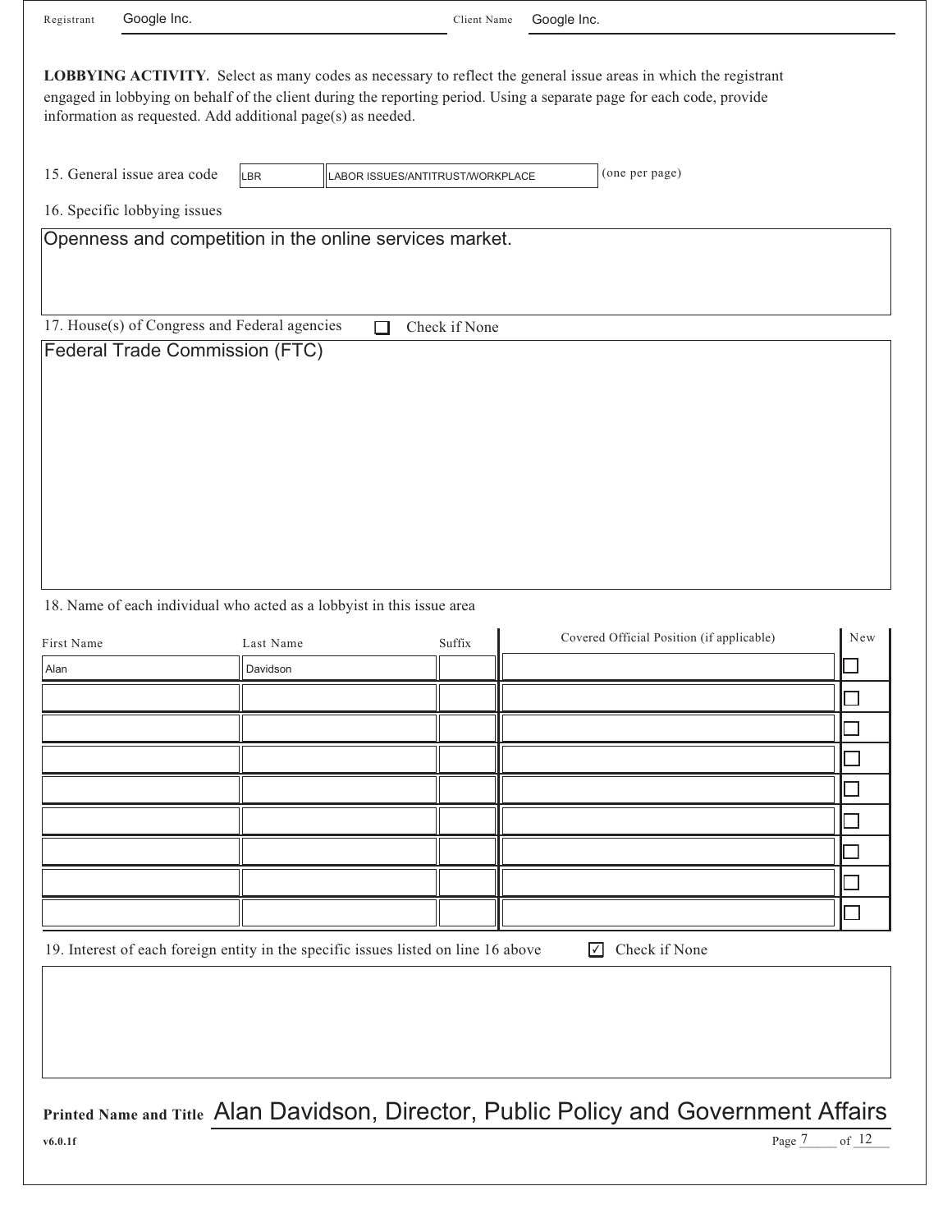Registrant: Google Inc.    Client Name: Google Inc.

**LOBBYING ACTIVITY.** Select as many codes as necessary to reflect the general issue areas in which the registrant engaged in lobbying on behalf of the client during the reporting period. Using a separate page for each code, provide information as requested. Add additional page(s) as needed.

15. General issue area code: LBR — LABOR ISSUES/ANTITRUST/WORKPLACE (one per page)

16. Specific lobbying issues

Openness and competition in the online services market.

17. House(s) of Congress and Federal agencies ☐ Check if None

Federal Trade Commission (FTC)

18. Name of each individual who acted as a lobbyist in this issue area

| First Name | Last Name | Suffix | Covered Official Position (if applicable) | New |
|---|---|---|---|---|
| Alan | Davidson | | | ☐ |
| | | | | ☐ |
| | | | | ☐ |
| | | | | ☐ |
| | | | | ☐ |
| | | | | ☐ |
| | | | | ☐ |
| | | | | ☐ |
| | | | | ☐ |

19. Interest of each foreign entity in the specific issues listed on line 16 above ☑ Check if None

**Printed Name and Title** Alan Davidson, Director, Public Policy and Government Affairs

v6.0.1f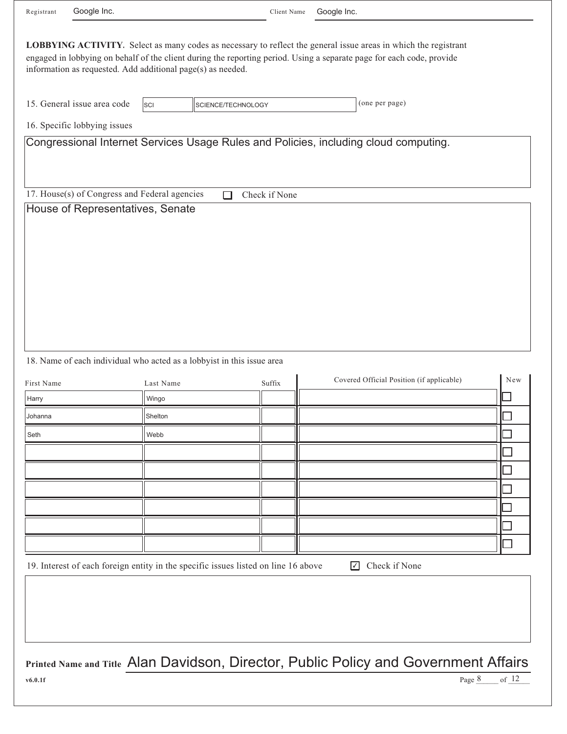Registrant: Google Inc.　　Client Name: Google Inc.

**LOBBYING ACTIVITY.** Select as many codes as necessary to reflect the general issue areas in which the registrant engaged in lobbying on behalf of the client during the reporting period. Using a separate page for each code, provide information as requested. Add additional page(s) as needed.

15. General issue area code: SCI — SCIENCE/TECHNOLOGY (one per page)

16. Specific lobbying issues

Congressional Internet Services Usage Rules and Policies, including cloud computing.

17. House(s) of Congress and Federal agencies ☐ Check if None

House of Representatives, Senate

18. Name of each individual who acted as a lobbyist in this issue area

| First Name | Last Name | Suffix | Covered Official Position (if applicable) | New |
|---|---|---|---|---|
| Harry | Wingo | | | ☐ |
| Johanna | Shelton | | | ☐ |
| Seth | Webb | | | ☐ |
| | | | | ☐ |
| | | | | ☐ |
| | | | | ☐ |
| | | | | ☐ |
| | | | | ☐ |
| | | | | ☐ |

19. Interest of each foreign entity in the specific issues listed on line 16 above ☑ Check if None

**Printed Name and Title** Alan Davidson, Director, Public Policy and Government Affairs

**v6.0.1f**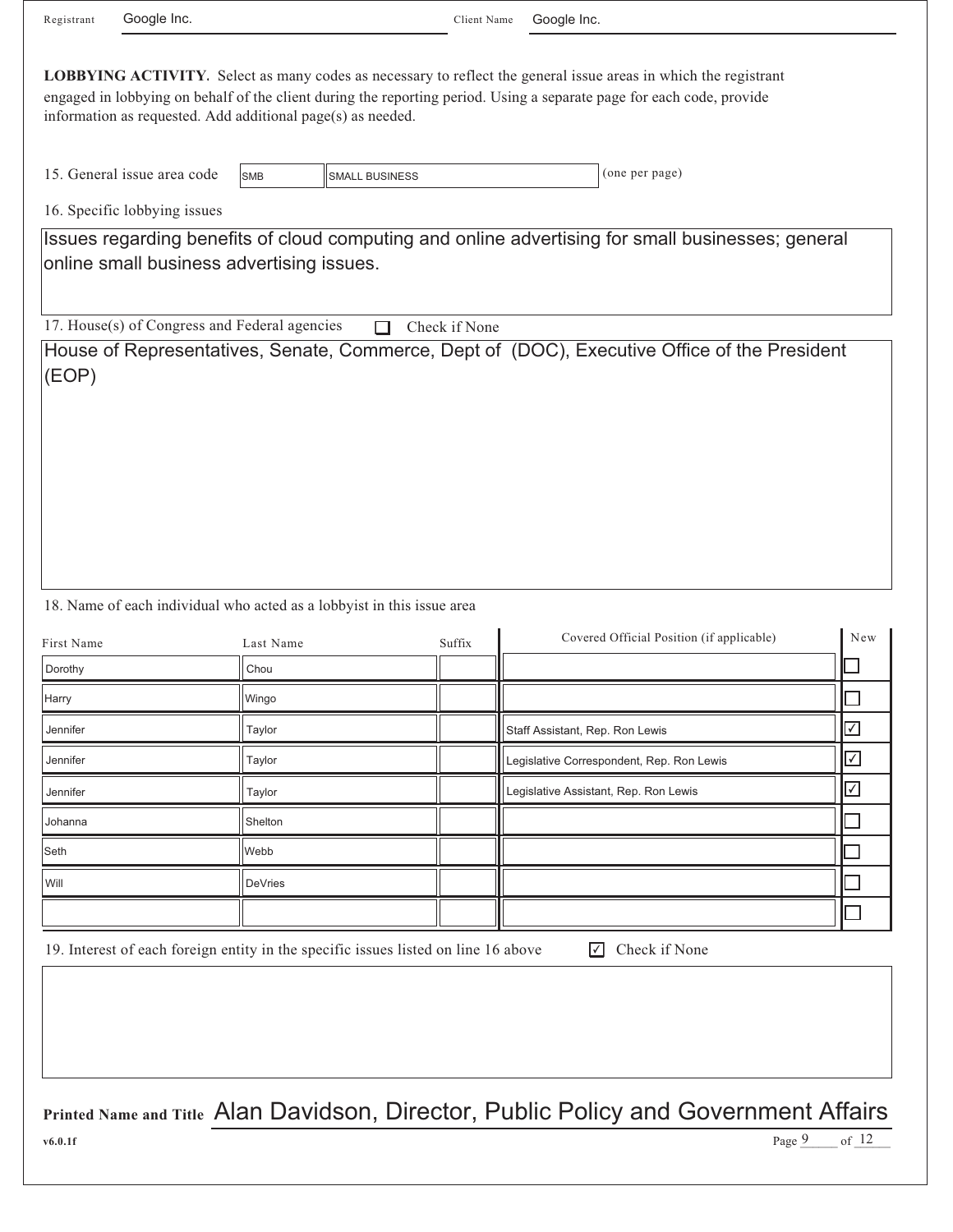| Registrant | Google Inc. | Client Name | Google Inc. |
|---|---|---|---|

**LOBBYING ACTIVITY.** Select as many codes as necessary to reflect the general issue areas in which the registrant engaged in lobbying on behalf of the client during the reporting period. Using a separate page for each code, provide information as requested. Add additional page(s) as needed.

15. General issue area code: SMB — SMALL BUSINESS (one per page)

16. Specific lobbying issues

Issues regarding benefits of cloud computing and online advertising for small businesses; general online small business advertising issues.

17. House(s) of Congress and Federal agencies ☐ Check if None

House of Representatives, Senate, Commerce, Dept of (DOC), Executive Office of the President (EOP)

18. Name of each individual who acted as a lobbyist in this issue area

| First Name | Last Name | Suffix | Covered Official Position (if applicable) | New |
|---|---|---|---|---|
| Dorothy | Chou | | | ☐ |
| Harry | Wingo | | | ☐ |
| Jennifer | Taylor | | Staff Assistant, Rep. Ron Lewis | ☑ |
| Jennifer | Taylor | | Legislative Correspondent, Rep. Ron Lewis | ☑ |
| Jennifer | Taylor | | Legislative Assistant, Rep. Ron Lewis | ☑ |
| Johanna | Shelton | | | ☐ |
| Seth | Webb | | | ☐ |
| Will | DeVries | | | ☐ |
| | | | | ☐ |

19. Interest of each foreign entity in the specific issues listed on line 16 above ☑ Check if None

**Printed Name and Title** Alan Davidson, Director, Public Policy and Government Affairs

v6.0.1f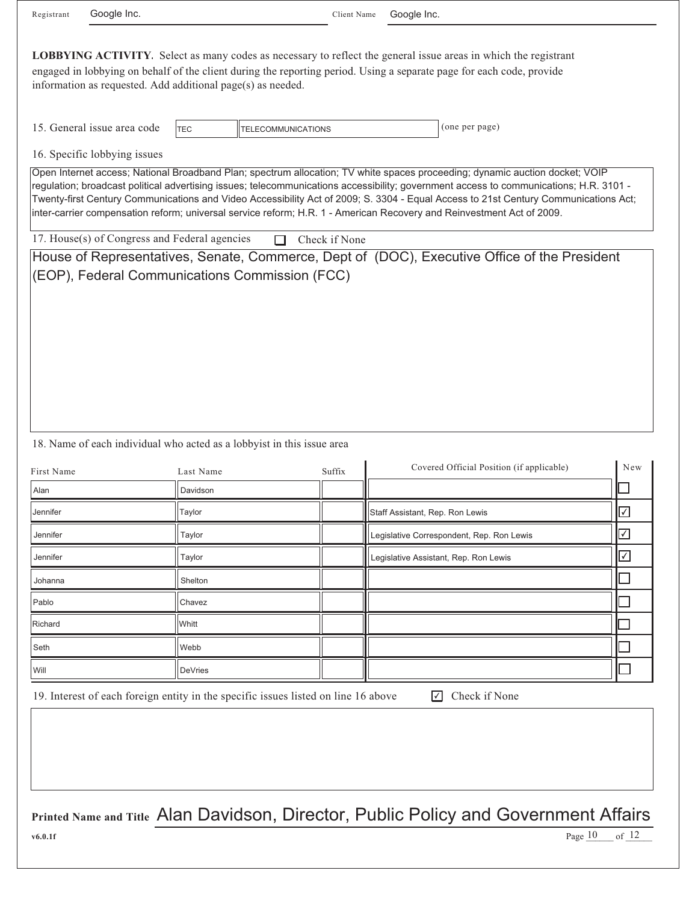Registrant: Google Inc.

Client Name: Google Inc.

**LOBBYING ACTIVITY.** Select as many codes as necessary to reflect the general issue areas in which the registrant engaged in lobbying on behalf of the client during the reporting period. Using a separate page for each code, provide information as requested. Add additional page(s) as needed.

15. General issue area code: TEC — TELECOMMUNICATIONS (one per page)

16. Specific lobbying issues

Open Internet access; National Broadband Plan; spectrum allocation; TV white spaces proceeding; dynamic auction docket; VOIP regulation; broadcast political advertising issues; telecommunications accessibility; government access to communications; H.R. 3101 - Twenty-first Century Communications and Video Accessibility Act of 2009; S. 3304 - Equal Access to 21st Century Communications Act; inter-carrier compensation reform; universal service reform; H.R. 1 - American Recovery and Reinvestment Act of 2009.

17. House(s) of Congress and Federal agencies ☐ Check if None

House of Representatives, Senate, Commerce, Dept of (DOC), Executive Office of the President (EOP), Federal Communications Commission (FCC)

18. Name of each individual who acted as a lobbyist in this issue area

| First Name | Last Name | Suffix | Covered Official Position (if applicable) | New |
|---|---|---|---|---|
| Alan | Davidson | | | ☐ |
| Jennifer | Taylor | | Staff Assistant, Rep. Ron Lewis | ☑ |
| Jennifer | Taylor | | Legislative Correspondent, Rep. Ron Lewis | ☑ |
| Jennifer | Taylor | | Legislative Assistant, Rep. Ron Lewis | ☑ |
| Johanna | Shelton | | | ☐ |
| Pablo | Chavez | | | ☐ |
| Richard | Whitt | | | ☐ |
| Seth | Webb | | | ☐ |
| Will | DeVries | | | ☐ |

19. Interest of each foreign entity in the specific issues listed on line 16 above ☑ Check if None

**Printed Name and Title** Alan Davidson, Director, Public Policy and Government Affairs

v6.0.1f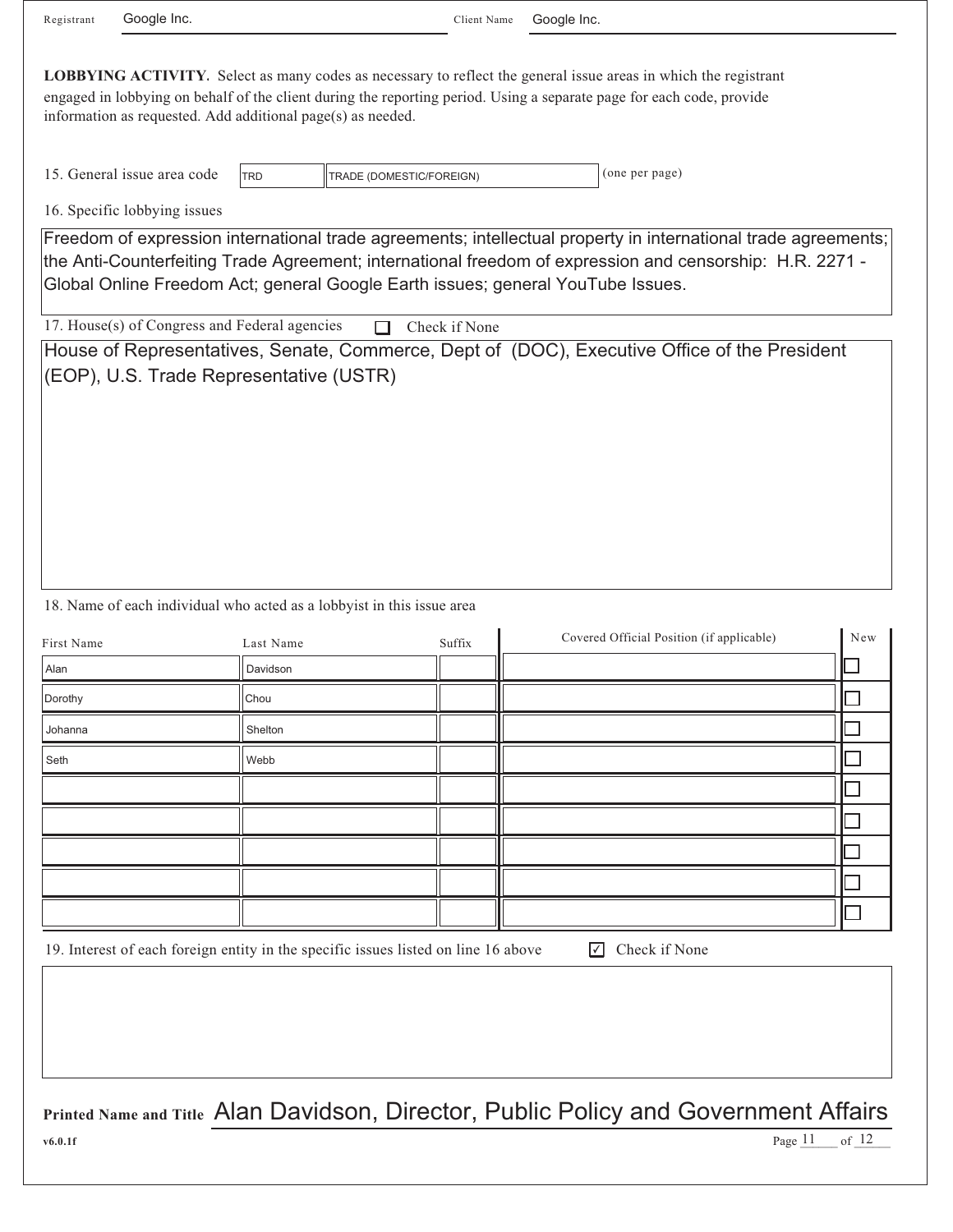Registrant Google Inc. Client Name Google Inc.

**LOBBYING ACTIVITY.** Select as many codes as necessary to reflect the general issue areas in which the registrant engaged in lobbying on behalf of the client during the reporting period. Using a separate page for each code, provide information as requested. Add additional page(s) as needed.

15. General issue area code: TRD — TRADE (DOMESTIC/FOREIGN) (one per page)

16. Specific lobbying issues

Freedom of expression international trade agreements; intellectual property in international trade agreements; the Anti-Counterfeiting Trade Agreement; international freedom of expression and censorship: H.R. 2271 - Global Online Freedom Act; general Google Earth issues; general YouTube Issues.

17. House(s) of Congress and Federal agencies ☐ Check if None

House of Representatives, Senate, Commerce, Dept of (DOC), Executive Office of the President (EOP), U.S. Trade Representative (USTR)

18. Name of each individual who acted as a lobbyist in this issue area

| First Name | Last Name | Suffix | Covered Official Position (if applicable) | New |
|---|---|---|---|---|
| Alan | Davidson | | | ☐ |
| Dorothy | Chou | | | ☐ |
| Johanna | Shelton | | | ☐ |
| Seth | Webb | | | ☐ |
| | | | | ☐ |
| | | | | ☐ |
| | | | | ☐ |
| | | | | ☐ |
| | | | | ☐ |

19. Interest of each foreign entity in the specific issues listed on line 16 above ☑ Check if None

**Printed Name and Title** Alan Davidson, Director, Public Policy and Government Affairs

v6.0.1f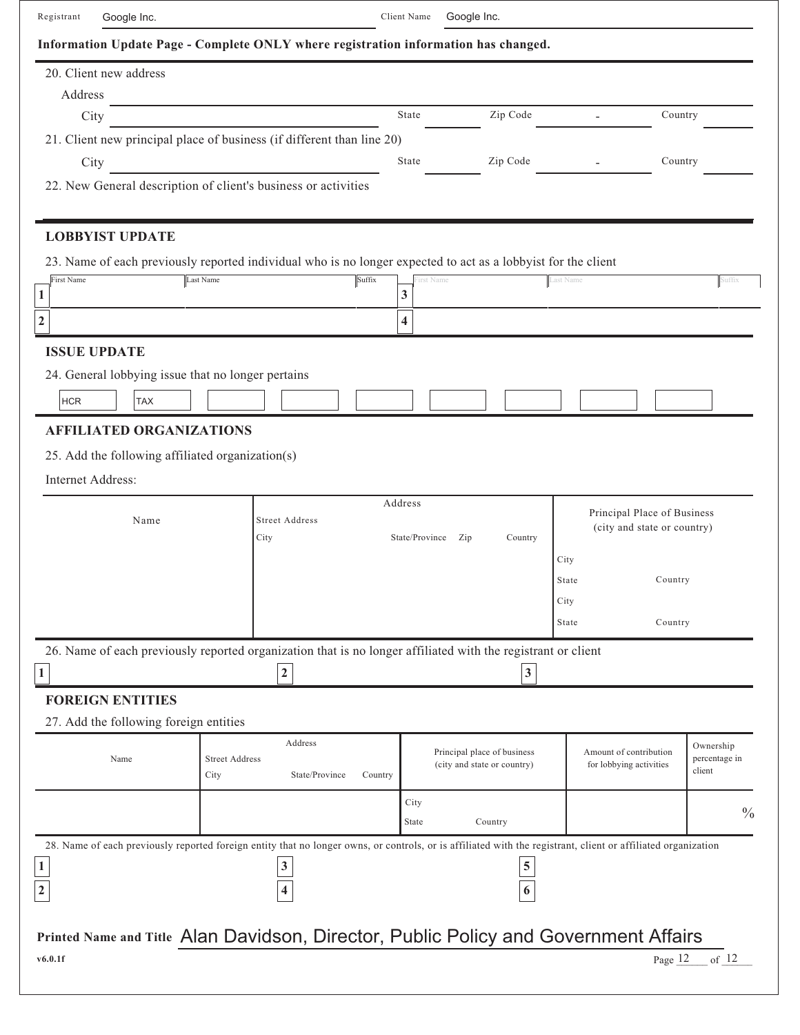Registrant Google Inc. Client Name Google Inc.

**Information Update Page - Complete ONLY where registration information has changed.**

20. Client new address

Address

City State Zip Code - Country

21. Client new principal place of business (if different than line 20)

City State Zip Code - Country

22. New General description of client's business or activities

## LOBBYIST UPDATE

23. Name of each previously reported individual who is no longer expected to act as a lobbyist for the client

| | First Name | Last Name | Suffix | | First Name | Last Name | Suffix |
|---|---|---|---|---|---|---|---|
| 1 | | | | 3 | | | |
| 2 | | | | 4 | | | |

## ISSUE UPDATE

24. General lobbying issue that no longer pertains

HCR TAX

## AFFILIATED ORGANIZATIONS

25. Add the following affiliated organization(s)

Internet Address:

| Name | Address: Street Address, City, State/Province, Zip, Country | Principal Place of Business (city and state or country) |
|---|---|---|
| | | City<br>State Country<br>City<br>State Country |

26. Name of each previously reported organization that is no longer affiliated with the registrant or client

1 2 3

## FOREIGN ENTITIES

27. Add the following foreign entities

| Name | Address: Street Address, City, State/Province, Country | Principal place of business (city and state or country) | Amount of contribution for lobbying activities | Ownership percentage in client |
|---|---|---|---|---|
| | | City<br>State Country | | % |

28. Name of each previously reported foreign entity that no longer owns, or controls, or is affiliated with the registrant, client or affiliated organization

1 3 5

2 4 6

**Printed Name and Title** Alan Davidson, Director, Public Policy and Government Affairs

**v6.0.1f**